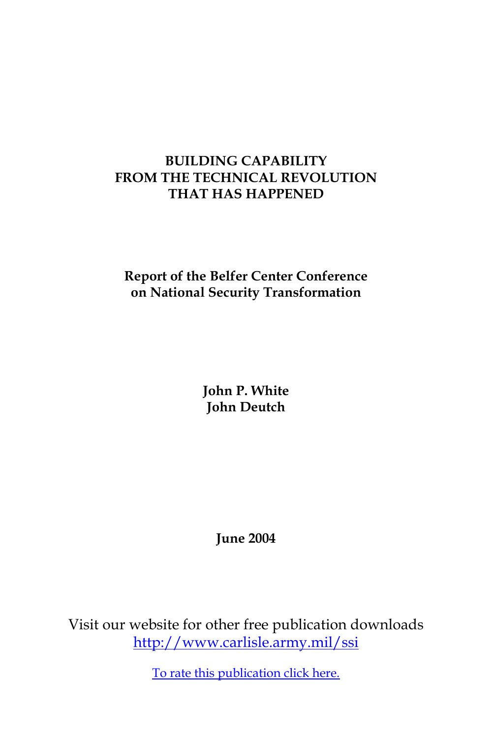# BUILDING CAPABILITY FROM THE TECHNICAL REVOLUTION THAT HAS HAPPENED

**Report of the Belfer Center Conference on National Security Transformation**

**John P. White**
**John Deutch**

**June 2004**

Visit our website for other free publication downloads
[http://www.carlisle.army.mil/ssi](http://www.carlisle.army.mil/ssi)

To rate this publication click here.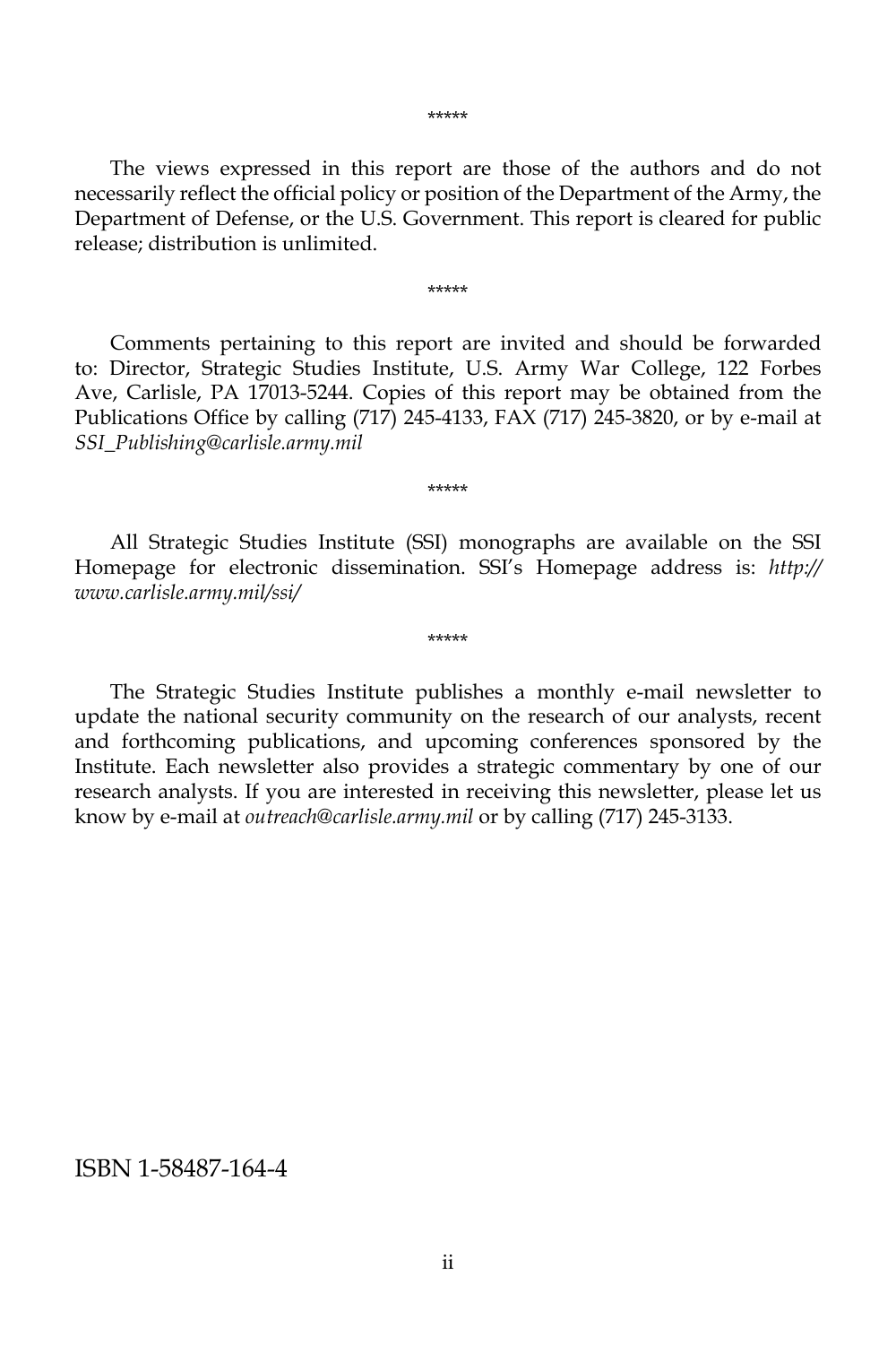\*\*\*\*\*

The views expressed in this report are those of the authors and do not necessarily reflect the official policy or position of the Department of the Army, the Department of Defense, or the U.S. Government. This report is cleared for public release; distribution is unlimited.

\*\*\*\*\*

Comments pertaining to this report are invited and should be forwarded to: Director, Strategic Studies Institute, U.S. Army War College, 122 Forbes Ave, Carlisle, PA 17013-5244. Copies of this report may be obtained from the Publications Office by calling (717) 245-4133, FAX (717) 245-3820, or by e-mail at *SSI_Publishing@carlisle.army.mil*

\*\*\*\*\*

All Strategic Studies Institute (SSI) monographs are available on the SSI Homepage for electronic dissemination. SSI's Homepage address is: *http://www.carlisle.army.mil/ssi/*

\*\*\*\*\*

The Strategic Studies Institute publishes a monthly e-mail newsletter to update the national security community on the research of our analysts, recent and forthcoming publications, and upcoming conferences sponsored by the Institute. Each newsletter also provides a strategic commentary by one of our research analysts. If you are interested in receiving this newsletter, please let us know by e-mail at *outreach@carlisle.army.mil* or by calling (717) 245-3133.

ISBN 1-58487-164-4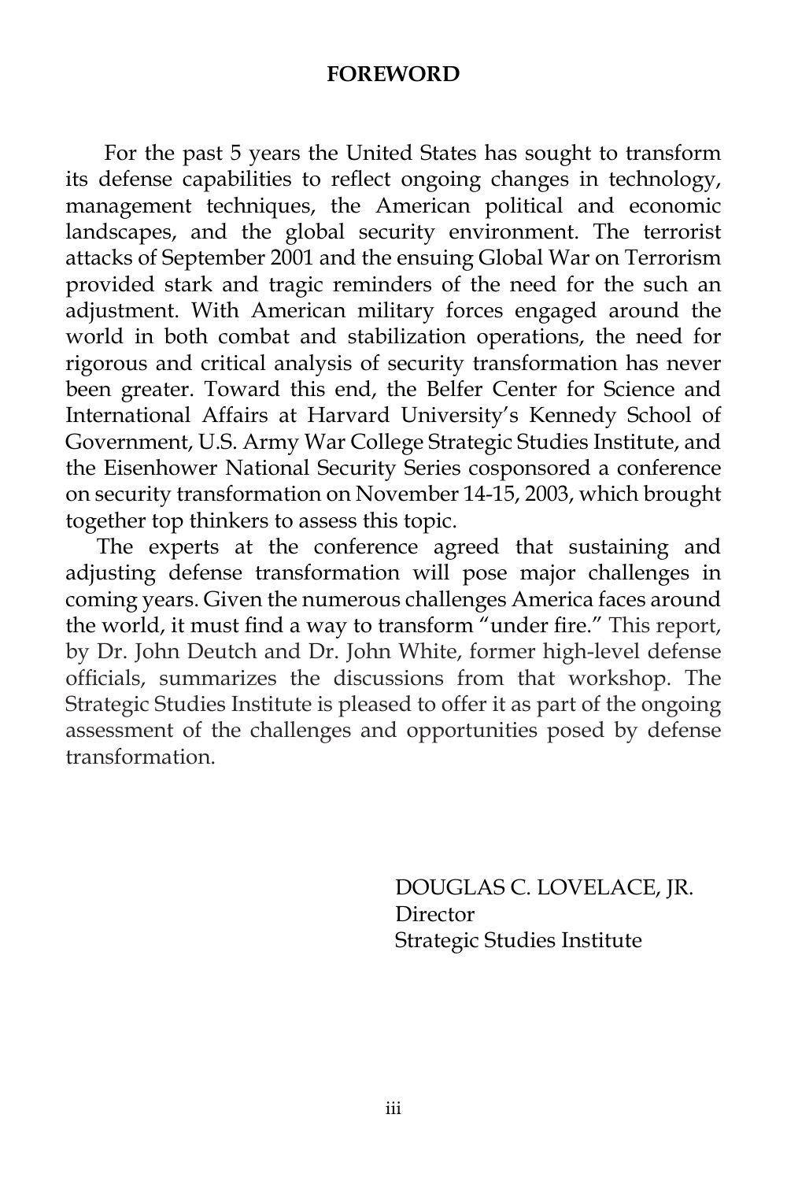## FOREWORD

For the past 5 years the United States has sought to transform its defense capabilities to reflect ongoing changes in technology, management techniques, the American political and economic landscapes, and the global security environment. The terrorist attacks of September 2001 and the ensuing Global War on Terrorism provided stark and tragic reminders of the need for the such an adjustment. With American military forces engaged around the world in both combat and stabilization operations, the need for rigorous and critical analysis of security transformation has never been greater. Toward this end, the Belfer Center for Science and International Affairs at Harvard University's Kennedy School of Government, U.S. Army War College Strategic Studies Institute, and the Eisenhower National Security Series cosponsored a conference on security transformation on November 14-15, 2003, which brought together top thinkers to assess this topic.

The experts at the conference agreed that sustaining and adjusting defense transformation will pose major challenges in coming years. Given the numerous challenges America faces around the world, it must find a way to transform "under fire." This report, by Dr. John Deutch and Dr. John White, former high-level defense officials, summarizes the discussions from that workshop. The Strategic Studies Institute is pleased to offer it as part of the ongoing assessment of the challenges and opportunities posed by defense transformation.

DOUGLAS C. LOVELACE, JR.
Director
Strategic Studies Institute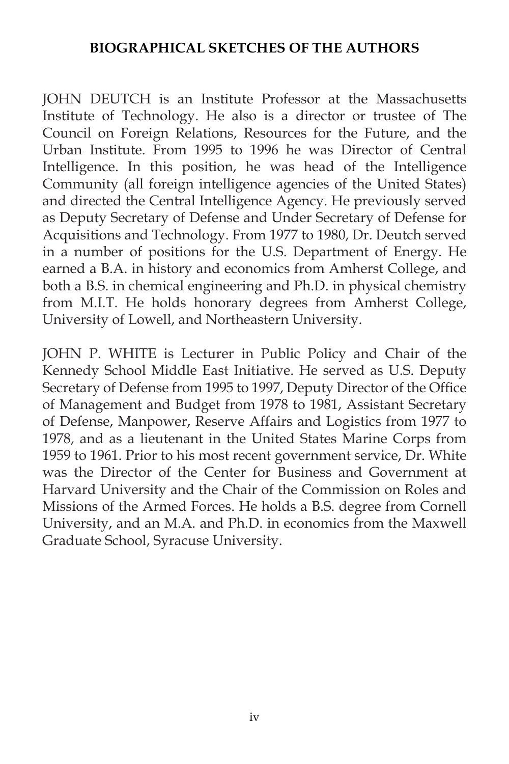## BIOGRAPHICAL SKETCHES OF THE AUTHORS

JOHN DEUTCH is an Institute Professor at the Massachusetts Institute of Technology. He also is a director or trustee of The Council on Foreign Relations, Resources for the Future, and the Urban Institute. From 1995 to 1996 he was Director of Central Intelligence. In this position, he was head of the Intelligence Community (all foreign intelligence agencies of the United States) and directed the Central Intelligence Agency. He previously served as Deputy Secretary of Defense and Under Secretary of Defense for Acquisitions and Technology. From 1977 to 1980, Dr. Deutch served in a number of positions for the U.S. Department of Energy. He earned a B.A. in history and economics from Amherst College, and both a B.S. in chemical engineering and Ph.D. in physical chemistry from M.I.T. He holds honorary degrees from Amherst College, University of Lowell, and Northeastern University.

JOHN P. WHITE is Lecturer in Public Policy and Chair of the Kennedy School Middle East Initiative. He served as U.S. Deputy Secretary of Defense from 1995 to 1997, Deputy Director of the Office of Management and Budget from 1978 to 1981, Assistant Secretary of Defense, Manpower, Reserve Affairs and Logistics from 1977 to 1978, and as a lieutenant in the United States Marine Corps from 1959 to 1961. Prior to his most recent government service, Dr. White was the Director of the Center for Business and Government at Harvard University and the Chair of the Commission on Roles and Missions of the Armed Forces. He holds a B.S. degree from Cornell University, and an M.A. and Ph.D. in economics from the Maxwell Graduate School, Syracuse University.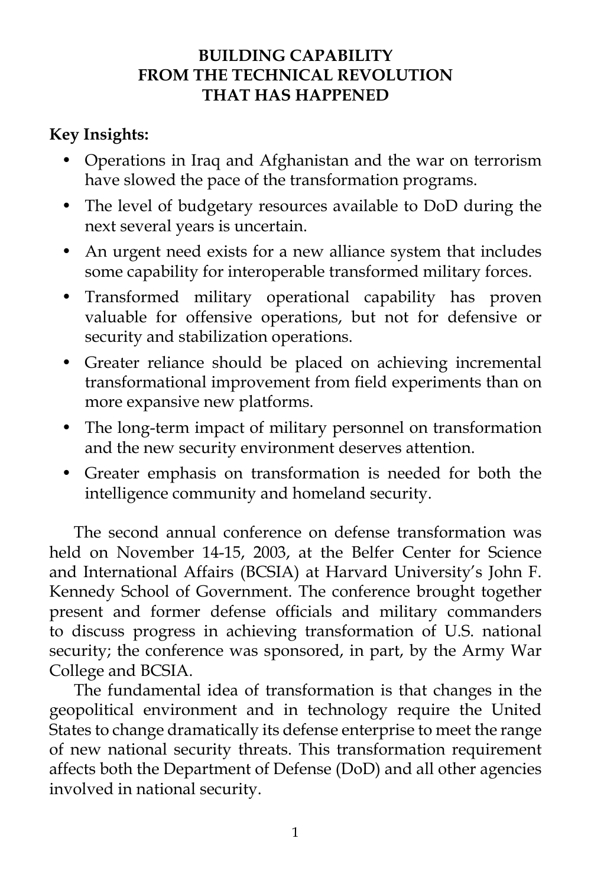# BUILDING CAPABILITY FROM THE TECHNICAL REVOLUTION THAT HAS HAPPENED

**Key Insights:**

- Operations in Iraq and Afghanistan and the war on terrorism have slowed the pace of the transformation programs.
- The level of budgetary resources available to DoD during the next several years is uncertain.
- An urgent need exists for a new alliance system that includes some capability for interoperable transformed military forces.
- Transformed military operational capability has proven valuable for offensive operations, but not for defensive or security and stabilization operations.
- Greater reliance should be placed on achieving incremental transformational improvement from field experiments than on more expansive new platforms.
- The long-term impact of military personnel on transformation and the new security environment deserves attention.
- Greater emphasis on transformation is needed for both the intelligence community and homeland security.

The second annual conference on defense transformation was held on November 14-15, 2003, at the Belfer Center for Science and International Affairs (BCSIA) at Harvard University's John F. Kennedy School of Government. The conference brought together present and former defense officials and military commanders to discuss progress in achieving transformation of U.S. national security; the conference was sponsored, in part, by the Army War College and BCSIA.

The fundamental idea of transformation is that changes in the geopolitical environment and in technology require the United States to change dramatically its defense enterprise to meet the range of new national security threats. This transformation requirement affects both the Department of Defense (DoD) and all other agencies involved in national security.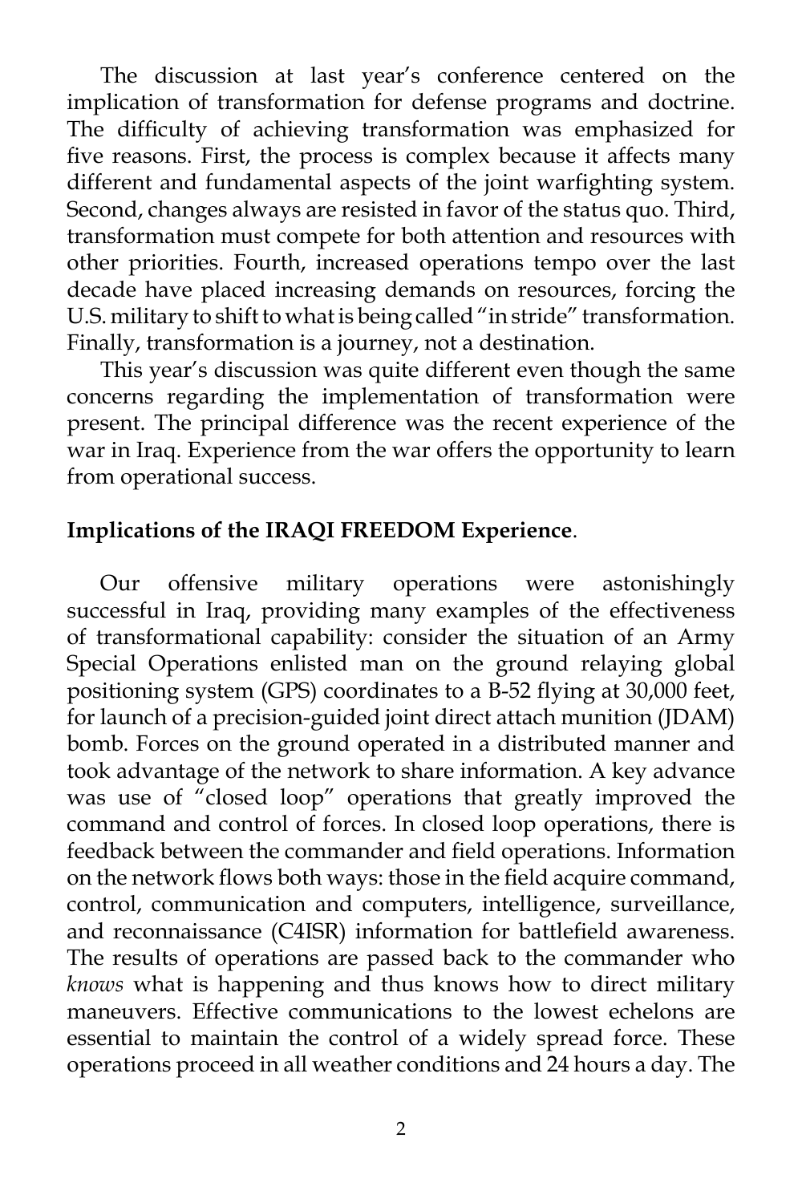The discussion at last year's conference centered on the implication of transformation for defense programs and doctrine. The difficulty of achieving transformation was emphasized for five reasons. First, the process is complex because it affects many different and fundamental aspects of the joint warfighting system. Second, changes always are resisted in favor of the status quo. Third, transformation must compete for both attention and resources with other priorities. Fourth, increased operations tempo over the last decade have placed increasing demands on resources, forcing the U.S. military to shift to what is being called "in stride" transformation. Finally, transformation is a journey, not a destination.

This year's discussion was quite different even though the same concerns regarding the implementation of transformation were present. The principal difference was the recent experience of the war in Iraq. Experience from the war offers the opportunity to learn from operational success.

**Implications of the IRAQI FREEDOM Experience**.

Our offensive military operations were astonishingly successful in Iraq, providing many examples of the effectiveness of transformational capability: consider the situation of an Army Special Operations enlisted man on the ground relaying global positioning system (GPS) coordinates to a B-52 flying at 30,000 feet, for launch of a precision-guided joint direct attach munition (JDAM) bomb. Forces on the ground operated in a distributed manner and took advantage of the network to share information. A key advance was use of "closed loop" operations that greatly improved the command and control of forces. In closed loop operations, there is feedback between the commander and field operations. Information on the network flows both ways: those in the field acquire command, control, communication and computers, intelligence, surveillance, and reconnaissance (C4ISR) information for battlefield awareness. The results of operations are passed back to the commander who *knows* what is happening and thus knows how to direct military maneuvers. Effective communications to the lowest echelons are essential to maintain the control of a widely spread force. These operations proceed in all weather conditions and 24 hours a day. The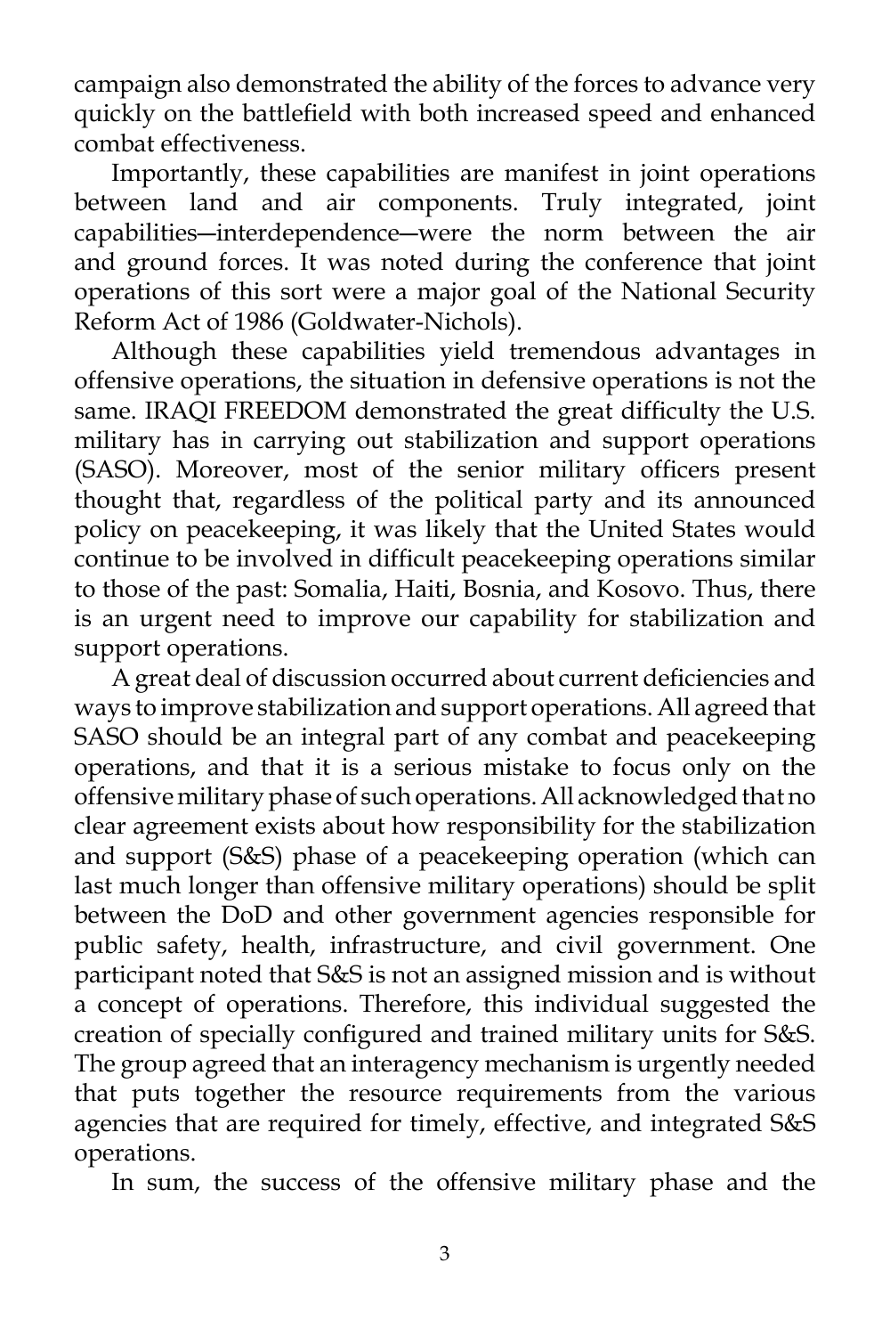campaign also demonstrated the ability of the forces to advance very quickly on the battlefield with both increased speed and enhanced combat effectiveness.

Importantly, these capabilities are manifest in joint operations between land and air components. Truly integrated, joint capabilities—interdependence—were the norm between the air and ground forces. It was noted during the conference that joint operations of this sort were a major goal of the National Security Reform Act of 1986 (Goldwater-Nichols).

Although these capabilities yield tremendous advantages in offensive operations, the situation in defensive operations is not the same. IRAQI FREEDOM demonstrated the great difficulty the U.S. military has in carrying out stabilization and support operations (SASO). Moreover, most of the senior military officers present thought that, regardless of the political party and its announced policy on peacekeeping, it was likely that the United States would continue to be involved in difficult peacekeeping operations similar to those of the past: Somalia, Haiti, Bosnia, and Kosovo. Thus, there is an urgent need to improve our capability for stabilization and support operations.

A great deal of discussion occurred about current deficiencies and ways to improve stabilization and support operations. All agreed that SASO should be an integral part of any combat and peacekeeping operations, and that it is a serious mistake to focus only on the offensive military phase of such operations. All acknowledged that no clear agreement exists about how responsibility for the stabilization and support (S&S) phase of a peacekeeping operation (which can last much longer than offensive military operations) should be split between the DoD and other government agencies responsible for public safety, health, infrastructure, and civil government. One participant noted that S&S is not an assigned mission and is without a concept of operations. Therefore, this individual suggested the creation of specially configured and trained military units for S&S. The group agreed that an interagency mechanism is urgently needed that puts together the resource requirements from the various agencies that are required for timely, effective, and integrated S&S operations.

In sum, the success of the offensive military phase and the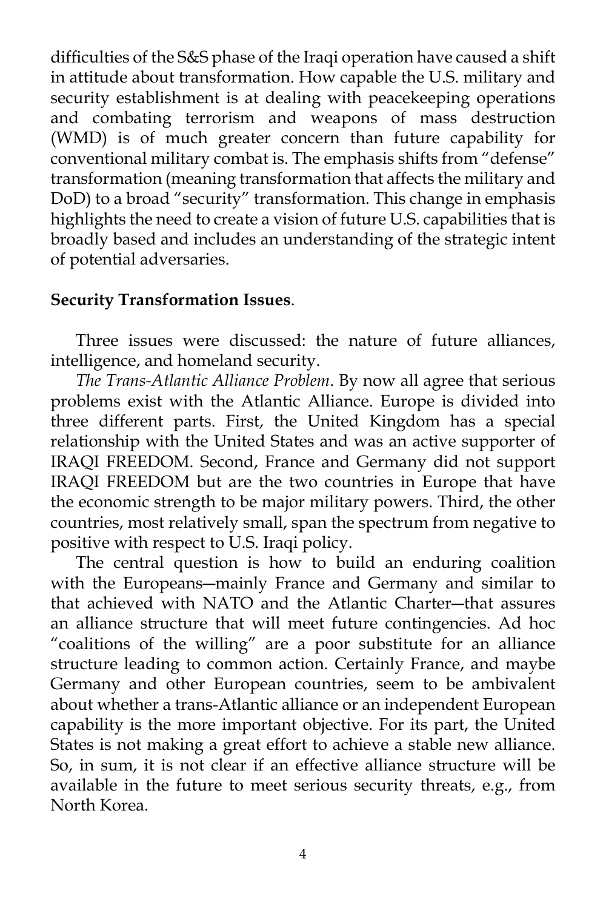difficulties of the S&S phase of the Iraqi operation have caused a shift in attitude about transformation. How capable the U.S. military and security establishment is at dealing with peacekeeping operations and combating terrorism and weapons of mass destruction (WMD) is of much greater concern than future capability for conventional military combat is. The emphasis shifts from "defense" transformation (meaning transformation that affects the military and DoD) to a broad "security" transformation. This change in emphasis highlights the need to create a vision of future U.S. capabilities that is broadly based and includes an understanding of the strategic intent of potential adversaries.

**Security Transformation Issues**.

Three issues were discussed: the nature of future alliances, intelligence, and homeland security.

*The Trans-Atlantic Alliance Problem*. By now all agree that serious problems exist with the Atlantic Alliance. Europe is divided into three different parts. First, the United Kingdom has a special relationship with the United States and was an active supporter of IRAQI FREEDOM. Second, France and Germany did not support IRAQI FREEDOM but are the two countries in Europe that have the economic strength to be major military powers. Third, the other countries, most relatively small, span the spectrum from negative to positive with respect to U.S. Iraqi policy.

The central question is how to build an enduring coalition with the Europeans—mainly France and Germany and similar to that achieved with NATO and the Atlantic Charter—that assures an alliance structure that will meet future contingencies. Ad hoc "coalitions of the willing" are a poor substitute for an alliance structure leading to common action. Certainly France, and maybe Germany and other European countries, seem to be ambivalent about whether a trans-Atlantic alliance or an independent European capability is the more important objective. For its part, the United States is not making a great effort to achieve a stable new alliance. So, in sum, it is not clear if an effective alliance structure will be available in the future to meet serious security threats, e.g., from North Korea.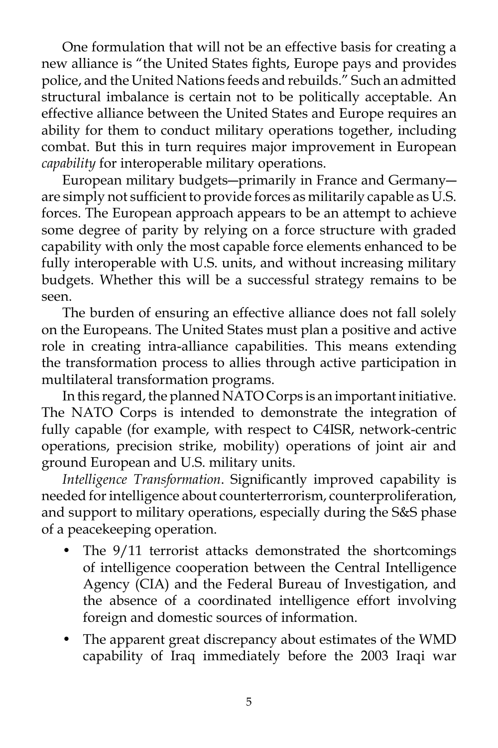One formulation that will not be an effective basis for creating a new alliance is "the United States fights, Europe pays and provides police, and the United Nations feeds and rebuilds." Such an admitted structural imbalance is certain not to be politically acceptable. An effective alliance between the United States and Europe requires an ability for them to conduct military operations together, including combat. But this in turn requires major improvement in European *capability* for interoperable military operations.

European military budgets—primarily in France and Germany—are simply not sufficient to provide forces as militarily capable as U.S. forces. The European approach appears to be an attempt to achieve some degree of parity by relying on a force structure with graded capability with only the most capable force elements enhanced to be fully interoperable with U.S. units, and without increasing military budgets. Whether this will be a successful strategy remains to be seen.

The burden of ensuring an effective alliance does not fall solely on the Europeans. The United States must plan a positive and active role in creating intra-alliance capabilities. This means extending the transformation process to allies through active participation in multilateral transformation programs.

In this regard, the planned NATO Corps is an important initiative. The NATO Corps is intended to demonstrate the integration of fully capable (for example, with respect to C4ISR, network-centric operations, precision strike, mobility) operations of joint air and ground European and U.S. military units.

*Intelligence Transformation*. Significantly improved capability is needed for intelligence about counterterrorism, counterproliferation, and support to military operations, especially during the S&S phase of a peacekeeping operation.

- The 9/11 terrorist attacks demonstrated the shortcomings of intelligence cooperation between the Central Intelligence Agency (CIA) and the Federal Bureau of Investigation, and the absence of a coordinated intelligence effort involving foreign and domestic sources of information.
- The apparent great discrepancy about estimates of the WMD capability of Iraq immediately before the 2003 Iraqi war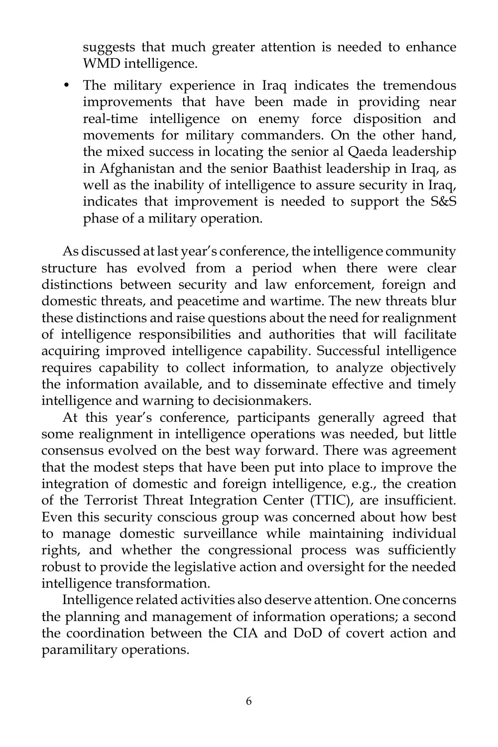suggests that much greater attention is needed to enhance WMD intelligence.

- The military experience in Iraq indicates the tremendous improvements that have been made in providing near real-time intelligence on enemy force disposition and movements for military commanders. On the other hand, the mixed success in locating the senior al Qaeda leadership in Afghanistan and the senior Baathist leadership in Iraq, as well as the inability of intelligence to assure security in Iraq, indicates that improvement is needed to support the S&S phase of a military operation.

As discussed at last year's conference, the intelligence community structure has evolved from a period when there were clear distinctions between security and law enforcement, foreign and domestic threats, and peacetime and wartime. The new threats blur these distinctions and raise questions about the need for realignment of intelligence responsibilities and authorities that will facilitate acquiring improved intelligence capability. Successful intelligence requires capability to collect information, to analyze objectively the information available, and to disseminate effective and timely intelligence and warning to decisionmakers.

At this year's conference, participants generally agreed that some realignment in intelligence operations was needed, but little consensus evolved on the best way forward. There was agreement that the modest steps that have been put into place to improve the integration of domestic and foreign intelligence, e.g., the creation of the Terrorist Threat Integration Center (TTIC), are insufficient. Even this security conscious group was concerned about how best to manage domestic surveillance while maintaining individual rights, and whether the congressional process was sufficiently robust to provide the legislative action and oversight for the needed intelligence transformation.

Intelligence related activities also deserve attention. One concerns the planning and management of information operations; a second the coordination between the CIA and DoD of covert action and paramilitary operations.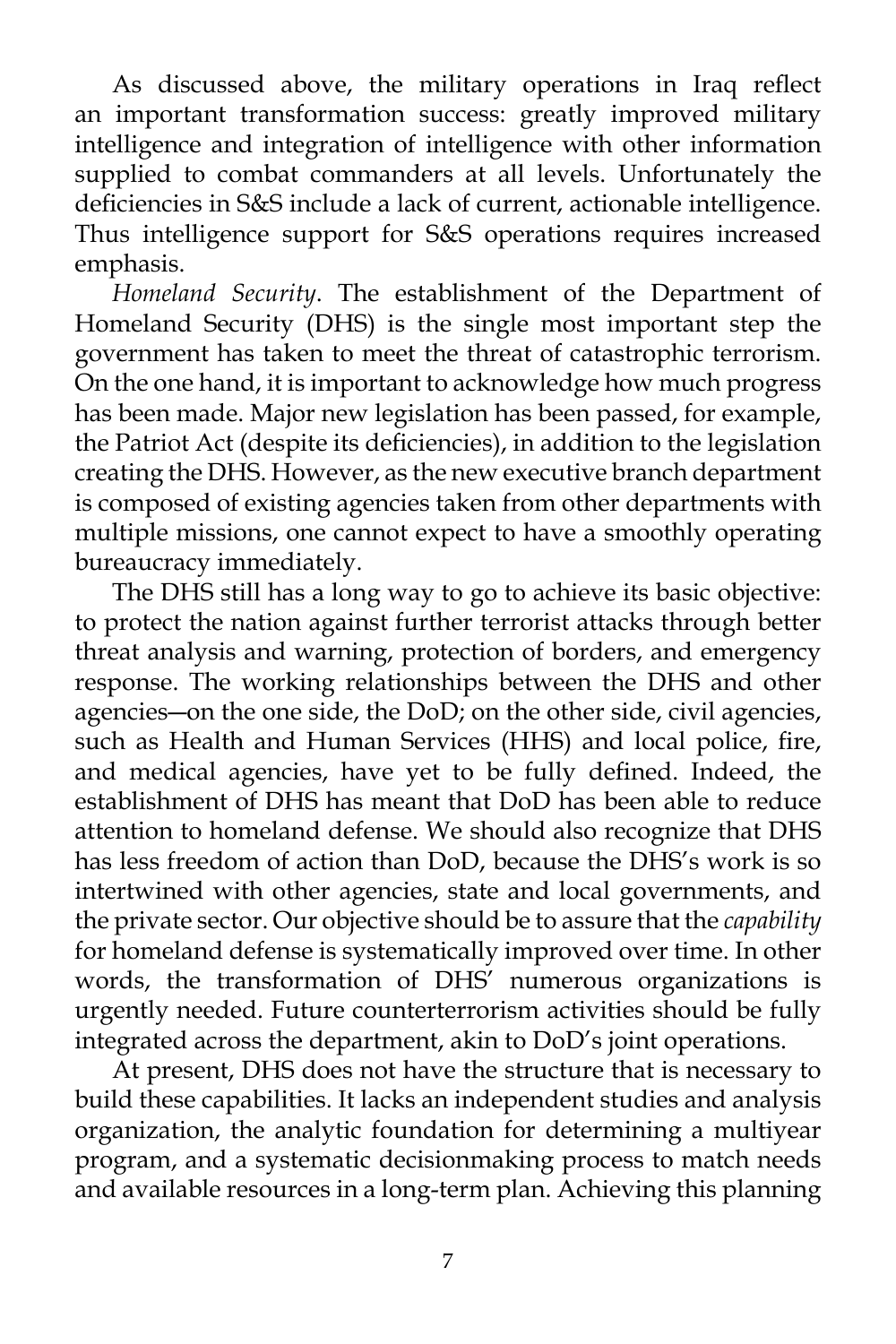As discussed above, the military operations in Iraq reflect an important transformation success: greatly improved military intelligence and integration of intelligence with other information supplied to combat commanders at all levels. Unfortunately the deficiencies in S&S include a lack of current, actionable intelligence. Thus intelligence support for S&S operations requires increased emphasis.

*Homeland Security*. The establishment of the Department of Homeland Security (DHS) is the single most important step the government has taken to meet the threat of catastrophic terrorism. On the one hand, it is important to acknowledge how much progress has been made. Major new legislation has been passed, for example, the Patriot Act (despite its deficiencies), in addition to the legislation creating the DHS. However, as the new executive branch department is composed of existing agencies taken from other departments with multiple missions, one cannot expect to have a smoothly operating bureaucracy immediately.

The DHS still has a long way to go to achieve its basic objective: to protect the nation against further terrorist attacks through better threat analysis and warning, protection of borders, and emergency response. The working relationships between the DHS and other agencies—on the one side, the DoD; on the other side, civil agencies, such as Health and Human Services (HHS) and local police, fire, and medical agencies, have yet to be fully defined. Indeed, the establishment of DHS has meant that DoD has been able to reduce attention to homeland defense. We should also recognize that DHS has less freedom of action than DoD, because the DHS's work is so intertwined with other agencies, state and local governments, and the private sector. Our objective should be to assure that the *capability* for homeland defense is systematically improved over time. In other words, the transformation of DHS' numerous organizations is urgently needed. Future counterterrorism activities should be fully integrated across the department, akin to DoD's joint operations.

At present, DHS does not have the structure that is necessary to build these capabilities. It lacks an independent studies and analysis organization, the analytic foundation for determining a multiyear program, and a systematic decisionmaking process to match needs and available resources in a long-term plan. Achieving this planning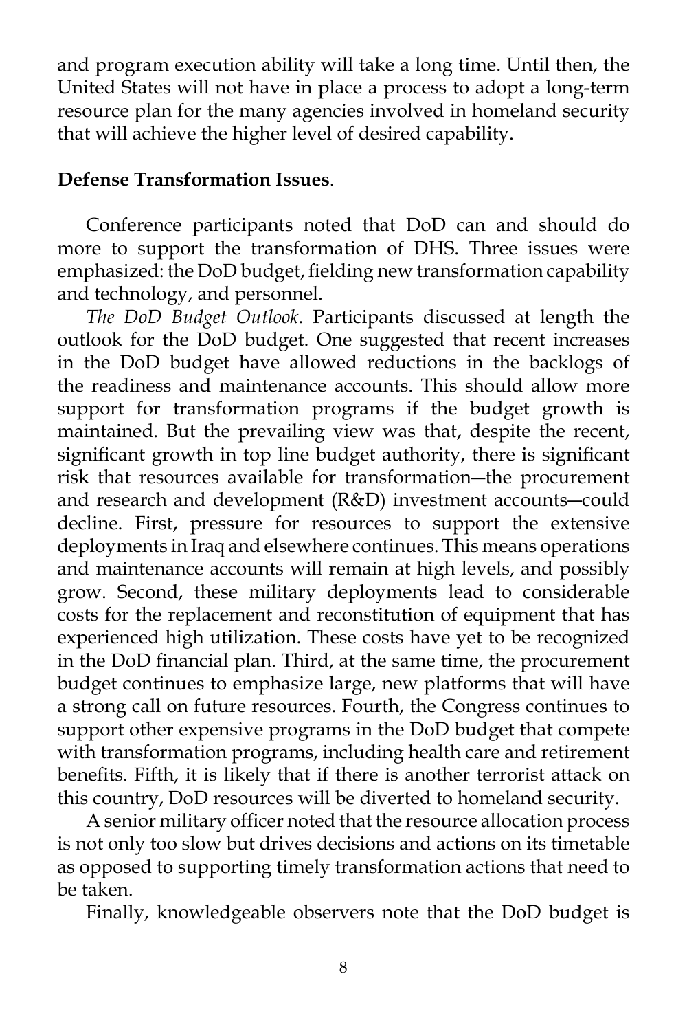and program execution ability will take a long time. Until then, the United States will not have in place a process to adopt a long-term resource plan for the many agencies involved in homeland security that will achieve the higher level of desired capability.

**Defense Transformation Issues**.

Conference participants noted that DoD can and should do more to support the transformation of DHS. Three issues were emphasized: the DoD budget, fielding new transformation capability and technology, and personnel.

*The DoD Budget Outlook*. Participants discussed at length the outlook for the DoD budget. One suggested that recent increases in the DoD budget have allowed reductions in the backlogs of the readiness and maintenance accounts. This should allow more support for transformation programs if the budget growth is maintained. But the prevailing view was that, despite the recent, significant growth in top line budget authority, there is significant risk that resources available for transformation—the procurement and research and development (R&D) investment accounts—could decline. First, pressure for resources to support the extensive deployments in Iraq and elsewhere continues. This means operations and maintenance accounts will remain at high levels, and possibly grow. Second, these military deployments lead to considerable costs for the replacement and reconstitution of equipment that has experienced high utilization. These costs have yet to be recognized in the DoD financial plan. Third, at the same time, the procurement budget continues to emphasize large, new platforms that will have a strong call on future resources. Fourth, the Congress continues to support other expensive programs in the DoD budget that compete with transformation programs, including health care and retirement benefits. Fifth, it is likely that if there is another terrorist attack on this country, DoD resources will be diverted to homeland security.

A senior military officer noted that the resource allocation process is not only too slow but drives decisions and actions on its timetable as opposed to supporting timely transformation actions that need to be taken.

Finally, knowledgeable observers note that the DoD budget is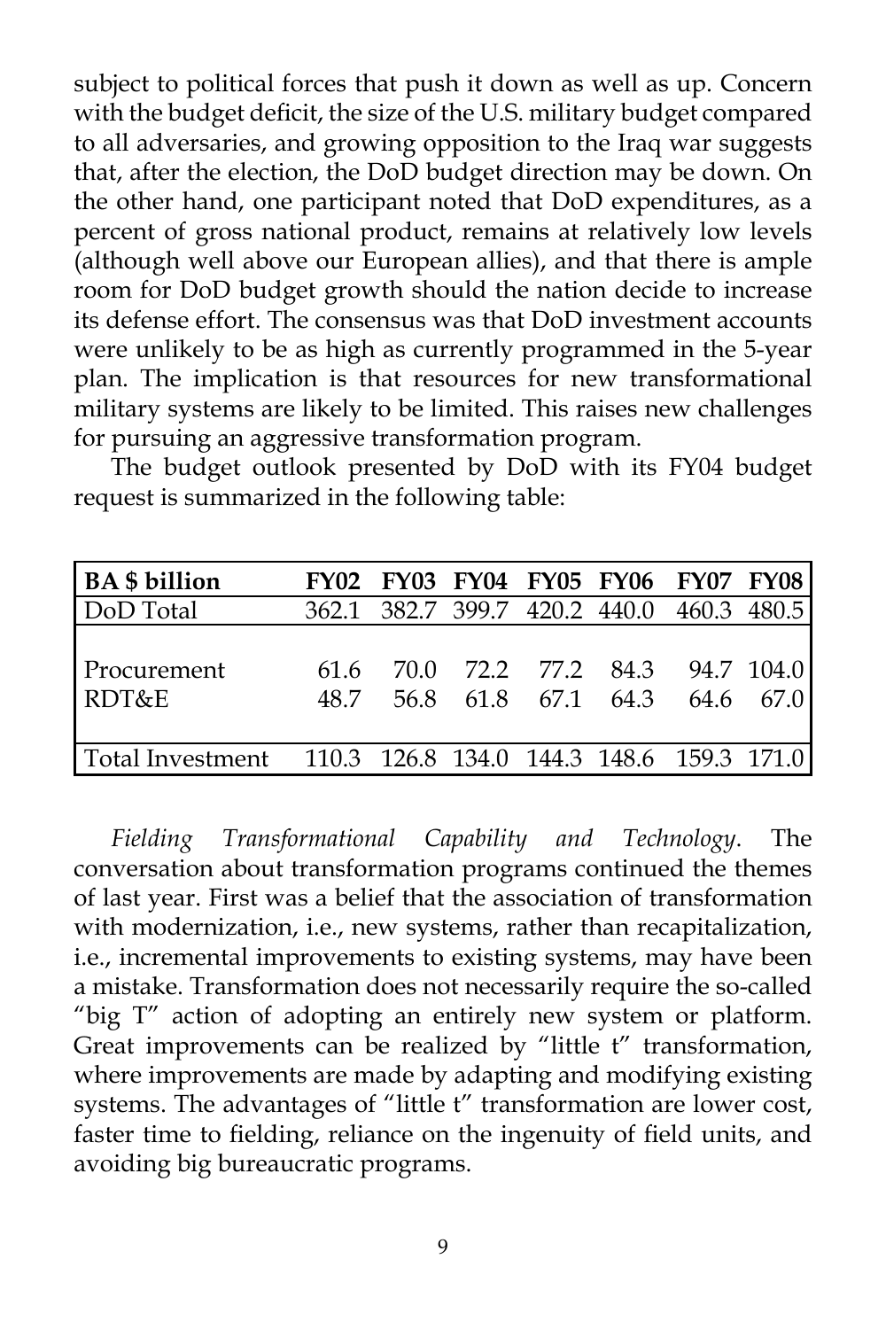subject to political forces that push it down as well as up. Concern with the budget deficit, the size of the U.S. military budget compared to all adversaries, and growing opposition to the Iraq war suggests that, after the election, the DoD budget direction may be down. On the other hand, one participant noted that DoD expenditures, as a percent of gross national product, remains at relatively low levels (although well above our European allies), and that there is ample room for DoD budget growth should the nation decide to increase its defense effort. The consensus was that DoD investment accounts were unlikely to be as high as currently programmed in the 5-year plan. The implication is that resources for new transformational military systems are likely to be limited. This raises new challenges for pursuing an aggressive transformation program.

The budget outlook presented by DoD with its FY04 budget request is summarized in the following table:

| BA $ billion | FY02 | FY03 | FY04 | FY05 | FY06 | FY07 | FY08 |
|---|---|---|---|---|---|---|---|
| DoD Total | 362.1 | 382.7 | 399.7 | 420.2 | 440.0 | 460.3 | 480.5 |
| Procurement | 61.6 | 70.0 | 72.2 | 77.2 | 84.3 | 94.7 | 104.0 |
| RDT&E | 48.7 | 56.8 | 61.8 | 67.1 | 64.3 | 64.6 | 67.0 |
| Total Investment | 110.3 | 126.8 | 134.0 | 144.3 | 148.6 | 159.3 | 171.0 |

*Fielding Transformational Capability and Technology*. The conversation about transformation programs continued the themes of last year. First was a belief that the association of transformation with modernization, i.e., new systems, rather than recapitalization, i.e., incremental improvements to existing systems, may have been a mistake. Transformation does not necessarily require the so-called "big T" action of adopting an entirely new system or platform. Great improvements can be realized by "little t" transformation, where improvements are made by adapting and modifying existing systems. The advantages of "little t" transformation are lower cost, faster time to fielding, reliance on the ingenuity of field units, and avoiding big bureaucratic programs.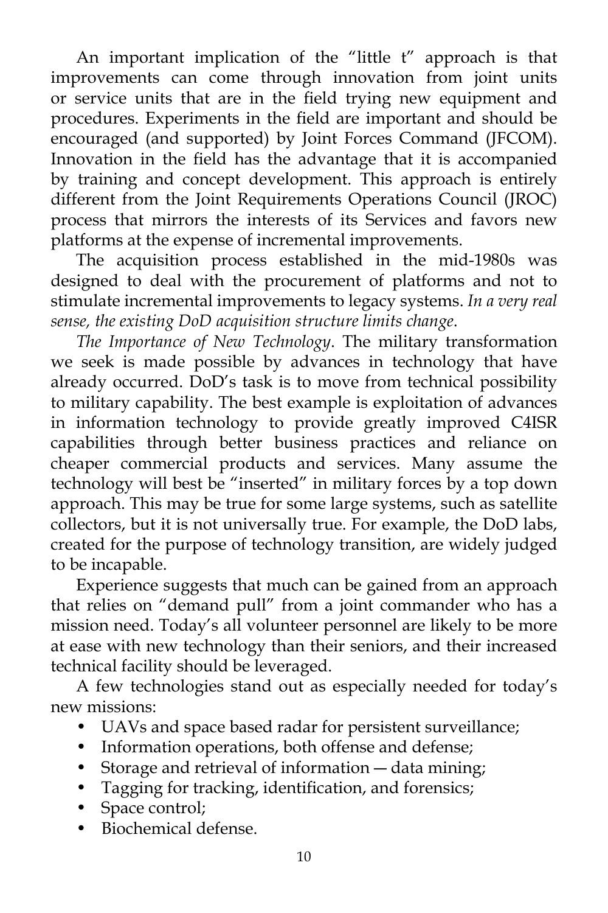An important implication of the "little t" approach is that improvements can come through innovation from joint units or service units that are in the field trying new equipment and procedures. Experiments in the field are important and should be encouraged (and supported) by Joint Forces Command (JFCOM). Innovation in the field has the advantage that it is accompanied by training and concept development. This approach is entirely different from the Joint Requirements Operations Council (JROC) process that mirrors the interests of its Services and favors new platforms at the expense of incremental improvements.

The acquisition process established in the mid-1980s was designed to deal with the procurement of platforms and not to stimulate incremental improvements to legacy systems. *In a very real sense, the existing DoD acquisition structure limits change.*

*The Importance of New Technology*. The military transformation we seek is made possible by advances in technology that have already occurred. DoD's task is to move from technical possibility to military capability. The best example is exploitation of advances in information technology to provide greatly improved C4ISR capabilities through better business practices and reliance on cheaper commercial products and services. Many assume the technology will best be "inserted" in military forces by a top down approach. This may be true for some large systems, such as satellite collectors, but it is not universally true. For example, the DoD labs, created for the purpose of technology transition, are widely judged to be incapable.

Experience suggests that much can be gained from an approach that relies on "demand pull" from a joint commander who has a mission need. Today's all volunteer personnel are likely to be more at ease with new technology than their seniors, and their increased technical facility should be leveraged.

A few technologies stand out as especially needed for today's new missions:

- UAVs and space based radar for persistent surveillance;
- Information operations, both offense and defense;
- Storage and retrieval of information — data mining;
- Tagging for tracking, identification, and forensics;
- Space control;
- Biochemical defense.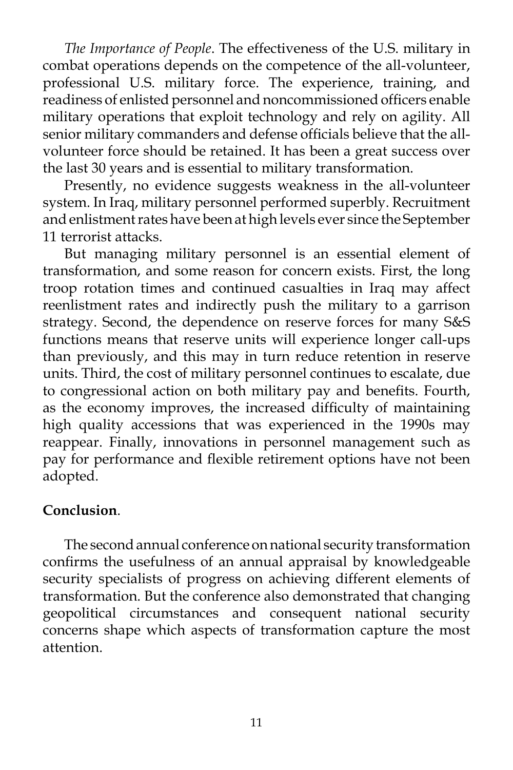*The Importance of People*. The effectiveness of the U.S. military in combat operations depends on the competence of the all-volunteer, professional U.S. military force. The experience, training, and readiness of enlisted personnel and noncommissioned officers enable military operations that exploit technology and rely on agility. All senior military commanders and defense officials believe that the all-volunteer force should be retained. It has been a great success over the last 30 years and is essential to military transformation.

Presently, no evidence suggests weakness in the all-volunteer system. In Iraq, military personnel performed superbly. Recruitment and enlistment rates have been at high levels ever since the September 11 terrorist attacks.

But managing military personnel is an essential element of transformation, and some reason for concern exists. First, the long troop rotation times and continued casualties in Iraq may affect reenlistment rates and indirectly push the military to a garrison strategy. Second, the dependence on reserve forces for many S&S functions means that reserve units will experience longer call-ups than previously, and this may in turn reduce retention in reserve units. Third, the cost of military personnel continues to escalate, due to congressional action on both military pay and benefits. Fourth, as the economy improves, the increased difficulty of maintaining high quality accessions that was experienced in the 1990s may reappear. Finally, innovations in personnel management such as pay for performance and flexible retirement options have not been adopted.

**Conclusion**.

The second annual conference on national security transformation confirms the usefulness of an annual appraisal by knowledgeable security specialists of progress on achieving different elements of transformation. But the conference also demonstrated that changing geopolitical circumstances and consequent national security concerns shape which aspects of transformation capture the most attention.